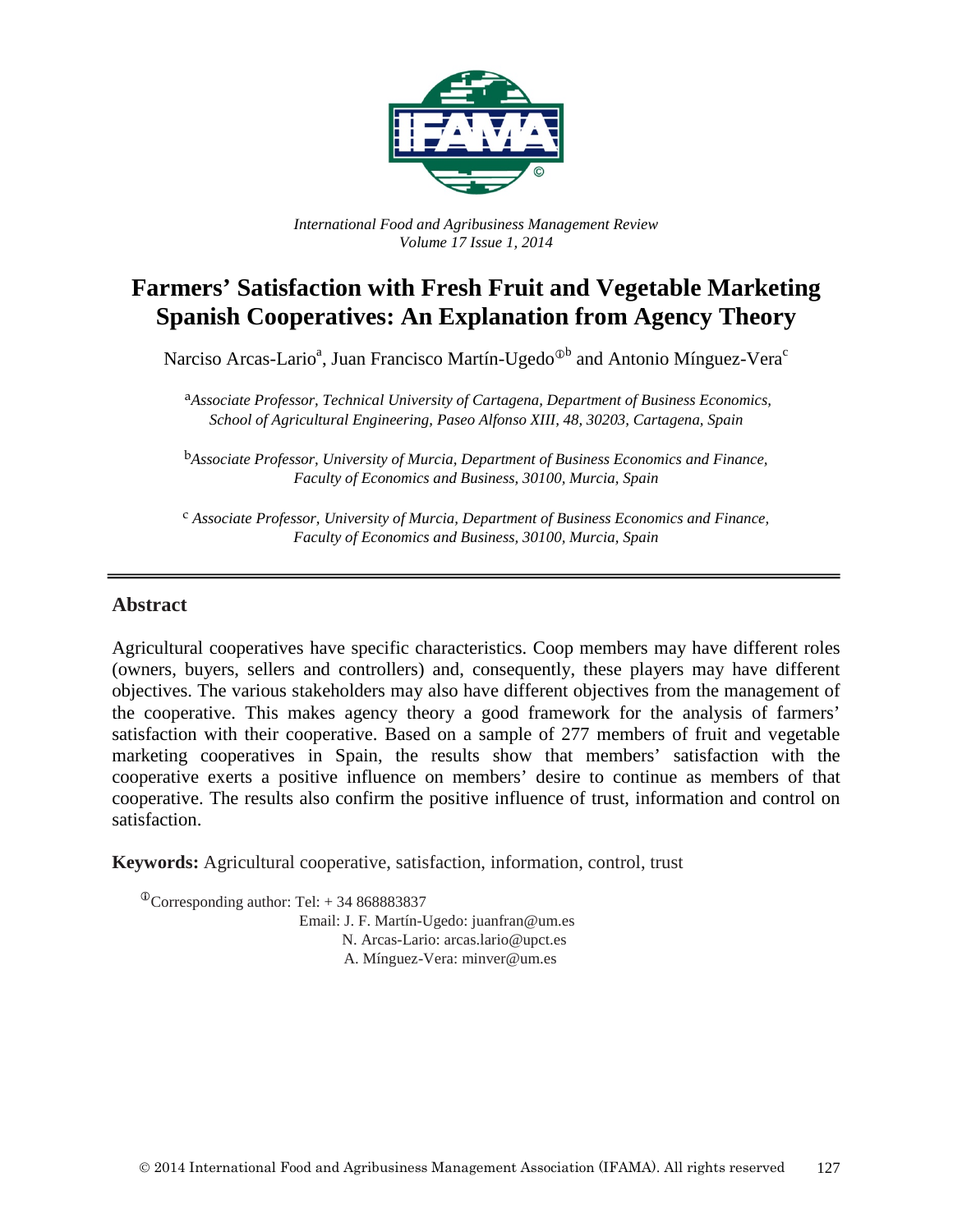*International Food and Agribusiness Management Review*
*Volume 17 Issue 1, 2014*

# Farmers' Satisfaction with Fresh Fruit and Vegetable Marketing Spanish Cooperatives: An Explanation from Agency Theory

Narciso Arcas-Lario[a], Juan Francisco Martín-Ugedo[ⓘb] and Antonio Mínguez-Vera[c]

[a] *Associate Professor, Technical University of Cartagena, Department of Business Economics, School of Agricultural Engineering, Paseo Alfonso XIII, 48, 30203, Cartagena, Spain*

[b] *Associate Professor, University of Murcia, Department of Business Economics and Finance, Faculty of Economics and Business, 30100, Murcia, Spain*

[c] *Associate Professor, University of Murcia, Department of Business Economics and Finance, Faculty of Economics and Business, 30100, Murcia, Spain*

## Abstract

Agricultural cooperatives have specific characteristics. Coop members may have different roles (owners, buyers, sellers and controllers) and, consequently, these players may have different objectives. The various stakeholders may also have different objectives from the management of the cooperative. This makes agency theory a good framework for the analysis of farmers' satisfaction with their cooperative. Based on a sample of 277 members of fruit and vegetable marketing cooperatives in Spain, the results show that members' satisfaction with the cooperative exerts a positive influence on members' desire to continue as members of that cooperative. The results also confirm the positive influence of trust, information and control on satisfaction.

**Keywords:** Agricultural cooperative, satisfaction, information, control, trust

[ⓘ]Corresponding author: Tel: + 34 868883837
Email: J. F. Martín-Ugedo: juanfran@um.es
N. Arcas-Lario: arcas.lario@upct.es
A. Mínguez-Vera: minver@um.es

© 2014 International Food and Agribusiness Management Association (IFAMA). All rights reserved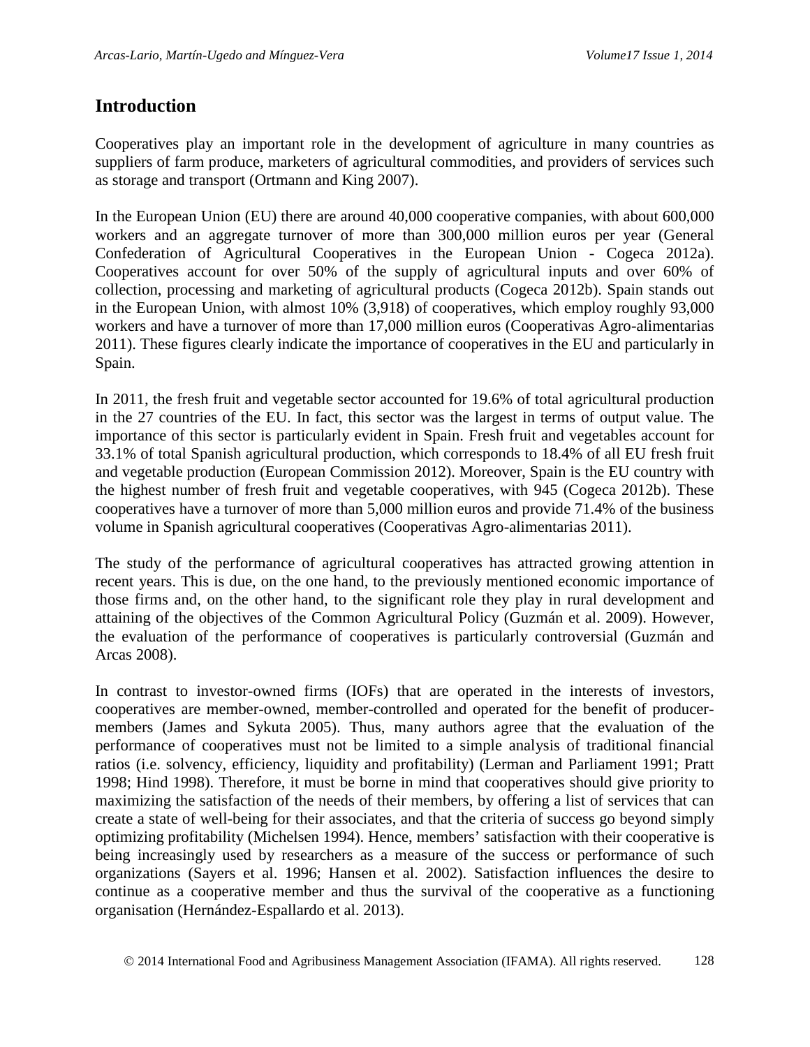## Introduction

Cooperatives play an important role in the development of agriculture in many countries as suppliers of farm produce, marketers of agricultural commodities, and providers of services such as storage and transport (Ortmann and King 2007).

In the European Union (EU) there are around 40,000 cooperative companies, with about 600,000 workers and an aggregate turnover of more than 300,000 million euros per year (General Confederation of Agricultural Cooperatives in the European Union - Cogeca 2012a). Cooperatives account for over 50% of the supply of agricultural inputs and over 60% of collection, processing and marketing of agricultural products (Cogeca 2012b). Spain stands out in the European Union, with almost 10% (3,918) of cooperatives, which employ roughly 93,000 workers and have a turnover of more than 17,000 million euros (Cooperativas Agro-alimentarias 2011). These figures clearly indicate the importance of cooperatives in the EU and particularly in Spain.

In 2011, the fresh fruit and vegetable sector accounted for 19.6% of total agricultural production in the 27 countries of the EU. In fact, this sector was the largest in terms of output value. The importance of this sector is particularly evident in Spain. Fresh fruit and vegetables account for 33.1% of total Spanish agricultural production, which corresponds to 18.4% of all EU fresh fruit and vegetable production (European Commission 2012). Moreover, Spain is the EU country with the highest number of fresh fruit and vegetable cooperatives, with 945 (Cogeca 2012b). These cooperatives have a turnover of more than 5,000 million euros and provide 71.4% of the business volume in Spanish agricultural cooperatives (Cooperativas Agro-alimentarias 2011).

The study of the performance of agricultural cooperatives has attracted growing attention in recent years. This is due, on the one hand, to the previously mentioned economic importance of those firms and, on the other hand, to the significant role they play in rural development and attaining of the objectives of the Common Agricultural Policy (Guzmán et al. 2009). However, the evaluation of the performance of cooperatives is particularly controversial (Guzmán and Arcas 2008).

In contrast to investor-owned firms (IOFs) that are operated in the interests of investors, cooperatives are member-owned, member-controlled and operated for the benefit of producer-members (James and Sykuta 2005). Thus, many authors agree that the evaluation of the performance of cooperatives must not be limited to a simple analysis of traditional financial ratios (i.e. solvency, efficiency, liquidity and profitability) (Lerman and Parliament 1991; Pratt 1998; Hind 1998). Therefore, it must be borne in mind that cooperatives should give priority to maximizing the satisfaction of the needs of their members, by offering a list of services that can create a state of well-being for their associates, and that the criteria of success go beyond simply optimizing profitability (Michelsen 1994). Hence, members' satisfaction with their cooperative is being increasingly used by researchers as a measure of the success or performance of such organizations (Sayers et al. 1996; Hansen et al. 2002). Satisfaction influences the desire to continue as a cooperative member and thus the survival of the cooperative as a functioning organisation (Hernández-Espallardo et al. 2013).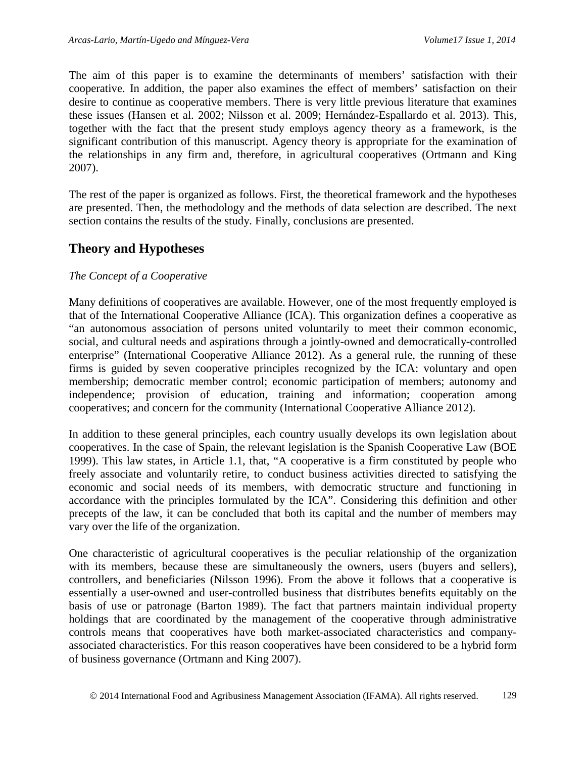The aim of this paper is to examine the determinants of members' satisfaction with their cooperative. In addition, the paper also examines the effect of members' satisfaction on their desire to continue as cooperative members. There is very little previous literature that examines these issues (Hansen et al. 2002; Nilsson et al. 2009; Hernández-Espallardo et al. 2013). This, together with the fact that the present study employs agency theory as a framework, is the significant contribution of this manuscript. Agency theory is appropriate for the examination of the relationships in any firm and, therefore, in agricultural cooperatives (Ortmann and King 2007).

The rest of the paper is organized as follows. First, the theoretical framework and the hypotheses are presented. Then, the methodology and the methods of data selection are described. The next section contains the results of the study. Finally, conclusions are presented.

## Theory and Hypotheses

### *The Concept of a Cooperative*

Many definitions of cooperatives are available. However, one of the most frequently employed is that of the International Cooperative Alliance (ICA). This organization defines a cooperative as "an autonomous association of persons united voluntarily to meet their common economic, social, and cultural needs and aspirations through a jointly-owned and democratically-controlled enterprise" (International Cooperative Alliance 2012). As a general rule, the running of these firms is guided by seven cooperative principles recognized by the ICA: voluntary and open membership; democratic member control; economic participation of members; autonomy and independence; provision of education, training and information; cooperation among cooperatives; and concern for the community (International Cooperative Alliance 2012).

In addition to these general principles, each country usually develops its own legislation about cooperatives. In the case of Spain, the relevant legislation is the Spanish Cooperative Law (BOE 1999). This law states, in Article 1.1, that, "A cooperative is a firm constituted by people who freely associate and voluntarily retire, to conduct business activities directed to satisfying the economic and social needs of its members, with democratic structure and functioning in accordance with the principles formulated by the ICA". Considering this definition and other precepts of the law, it can be concluded that both its capital and the number of members may vary over the life of the organization.

One characteristic of agricultural cooperatives is the peculiar relationship of the organization with its members, because these are simultaneously the owners, users (buyers and sellers), controllers, and beneficiaries (Nilsson 1996). From the above it follows that a cooperative is essentially a user-owned and user-controlled business that distributes benefits equitably on the basis of use or patronage (Barton 1989). The fact that partners maintain individual property holdings that are coordinated by the management of the cooperative through administrative controls means that cooperatives have both market-associated characteristics and company-associated characteristics. For this reason cooperatives have been considered to be a hybrid form of business governance (Ortmann and King 2007).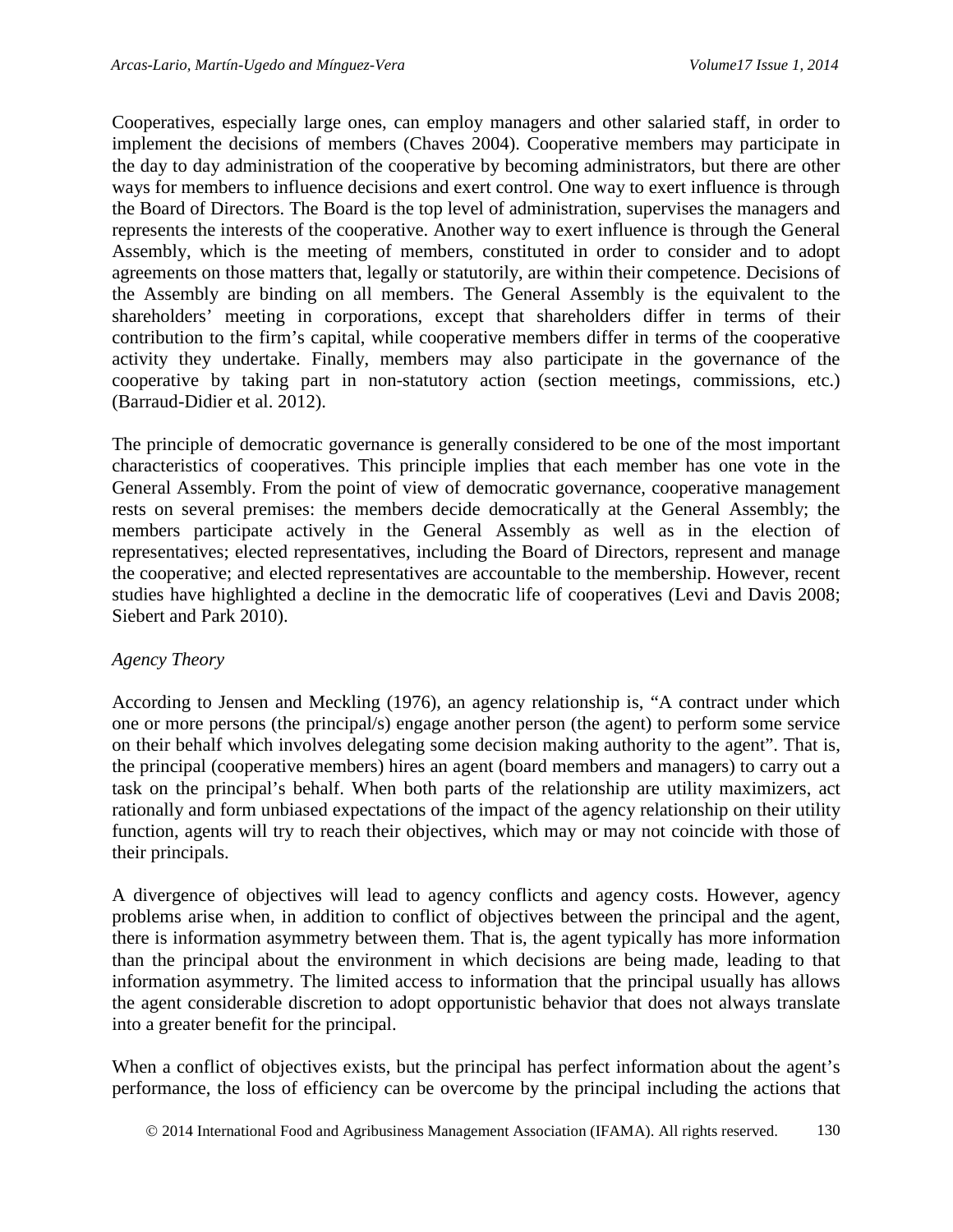Cooperatives, especially large ones, can employ managers and other salaried staff, in order to implement the decisions of members (Chaves 2004). Cooperative members may participate in the day to day administration of the cooperative by becoming administrators, but there are other ways for members to influence decisions and exert control. One way to exert influence is through the Board of Directors. The Board is the top level of administration, supervises the managers and represents the interests of the cooperative. Another way to exert influence is through the General Assembly, which is the meeting of members, constituted in order to consider and to adopt agreements on those matters that, legally or statutorily, are within their competence. Decisions of the Assembly are binding on all members. The General Assembly is the equivalent to the shareholders' meeting in corporations, except that shareholders differ in terms of their contribution to the firm's capital, while cooperative members differ in terms of the cooperative activity they undertake. Finally, members may also participate in the governance of the cooperative by taking part in non-statutory action (section meetings, commissions, etc.) (Barraud-Didier et al. 2012).

The principle of democratic governance is generally considered to be one of the most important characteristics of cooperatives. This principle implies that each member has one vote in the General Assembly. From the point of view of democratic governance, cooperative management rests on several premises: the members decide democratically at the General Assembly; the members participate actively in the General Assembly as well as in the election of representatives; elected representatives, including the Board of Directors, represent and manage the cooperative; and elected representatives are accountable to the membership. However, recent studies have highlighted a decline in the democratic life of cooperatives (Levi and Davis 2008; Siebert and Park 2010).

*Agency Theory*

According to Jensen and Meckling (1976), an agency relationship is, "A contract under which one or more persons (the principal/s) engage another person (the agent) to perform some service on their behalf which involves delegating some decision making authority to the agent". That is, the principal (cooperative members) hires an agent (board members and managers) to carry out a task on the principal's behalf. When both parts of the relationship are utility maximizers, act rationally and form unbiased expectations of the impact of the agency relationship on their utility function, agents will try to reach their objectives, which may or may not coincide with those of their principals.

A divergence of objectives will lead to agency conflicts and agency costs. However, agency problems arise when, in addition to conflict of objectives between the principal and the agent, there is information asymmetry between them. That is, the agent typically has more information than the principal about the environment in which decisions are being made, leading to that information asymmetry. The limited access to information that the principal usually has allows the agent considerable discretion to adopt opportunistic behavior that does not always translate into a greater benefit for the principal.

When a conflict of objectives exists, but the principal has perfect information about the agent's performance, the loss of efficiency can be overcome by the principal including the actions that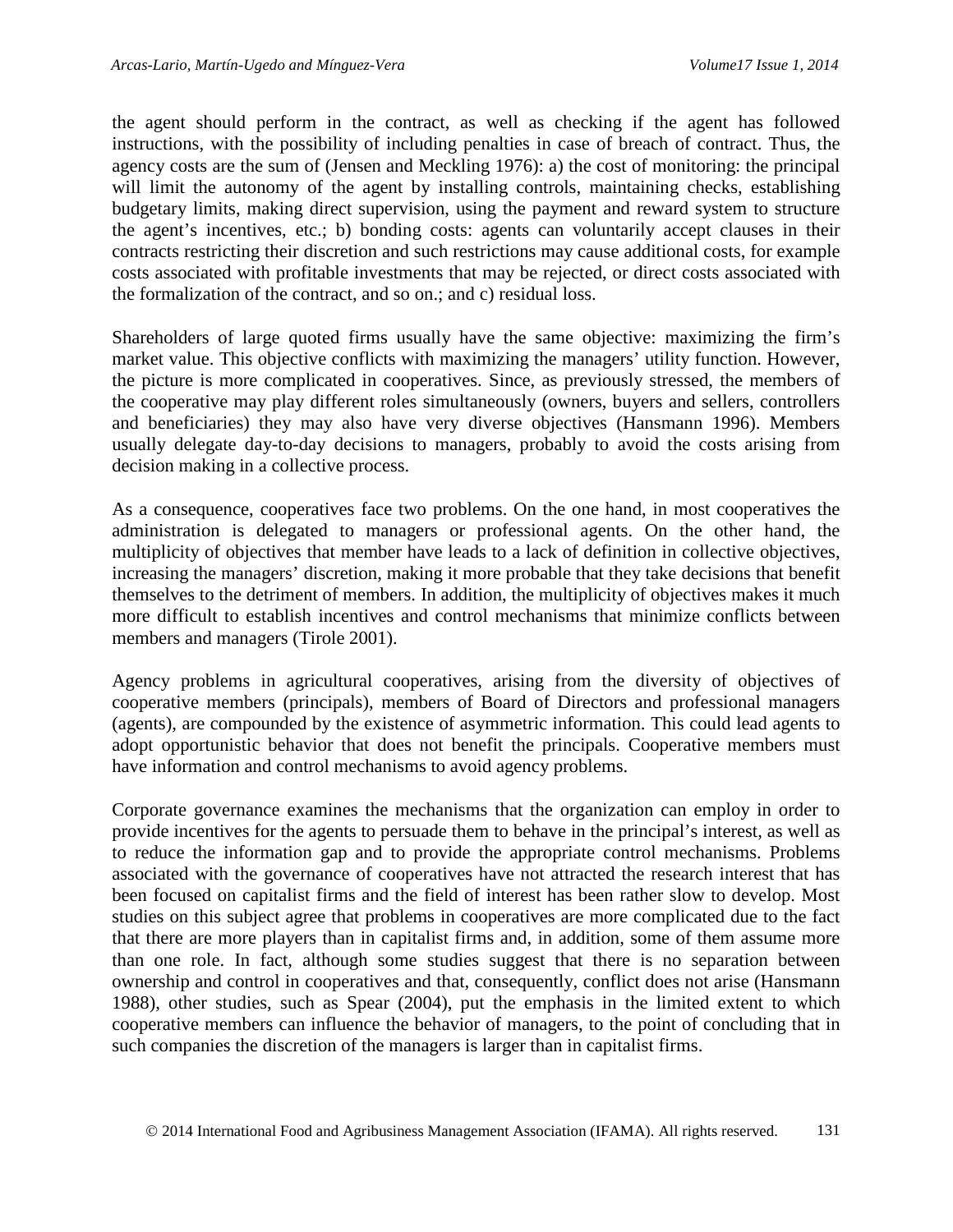the agent should perform in the contract, as well as checking if the agent has followed instructions, with the possibility of including penalties in case of breach of contract. Thus, the agency costs are the sum of (Jensen and Meckling 1976): a) the cost of monitoring: the principal will limit the autonomy of the agent by installing controls, maintaining checks, establishing budgetary limits, making direct supervision, using the payment and reward system to structure the agent's incentives, etc.; b) bonding costs: agents can voluntarily accept clauses in their contracts restricting their discretion and such restrictions may cause additional costs, for example costs associated with profitable investments that may be rejected, or direct costs associated with the formalization of the contract, and so on.; and c) residual loss.

Shareholders of large quoted firms usually have the same objective: maximizing the firm's market value. This objective conflicts with maximizing the managers' utility function. However, the picture is more complicated in cooperatives. Since, as previously stressed, the members of the cooperative may play different roles simultaneously (owners, buyers and sellers, controllers and beneficiaries) they may also have very diverse objectives (Hansmann 1996). Members usually delegate day-to-day decisions to managers, probably to avoid the costs arising from decision making in a collective process.

As a consequence, cooperatives face two problems. On the one hand, in most cooperatives the administration is delegated to managers or professional agents. On the other hand, the multiplicity of objectives that member have leads to a lack of definition in collective objectives, increasing the managers' discretion, making it more probable that they take decisions that benefit themselves to the detriment of members. In addition, the multiplicity of objectives makes it much more difficult to establish incentives and control mechanisms that minimize conflicts between members and managers (Tirole 2001).

Agency problems in agricultural cooperatives, arising from the diversity of objectives of cooperative members (principals), members of Board of Directors and professional managers (agents), are compounded by the existence of asymmetric information. This could lead agents to adopt opportunistic behavior that does not benefit the principals. Cooperative members must have information and control mechanisms to avoid agency problems.

Corporate governance examines the mechanisms that the organization can employ in order to provide incentives for the agents to persuade them to behave in the principal's interest, as well as to reduce the information gap and to provide the appropriate control mechanisms. Problems associated with the governance of cooperatives have not attracted the research interest that has been focused on capitalist firms and the field of interest has been rather slow to develop. Most studies on this subject agree that problems in cooperatives are more complicated due to the fact that there are more players than in capitalist firms and, in addition, some of them assume more than one role. In fact, although some studies suggest that there is no separation between ownership and control in cooperatives and that, consequently, conflict does not arise (Hansmann 1988), other studies, such as Spear (2004), put the emphasis in the limited extent to which cooperative members can influence the behavior of managers, to the point of concluding that in such companies the discretion of the managers is larger than in capitalist firms.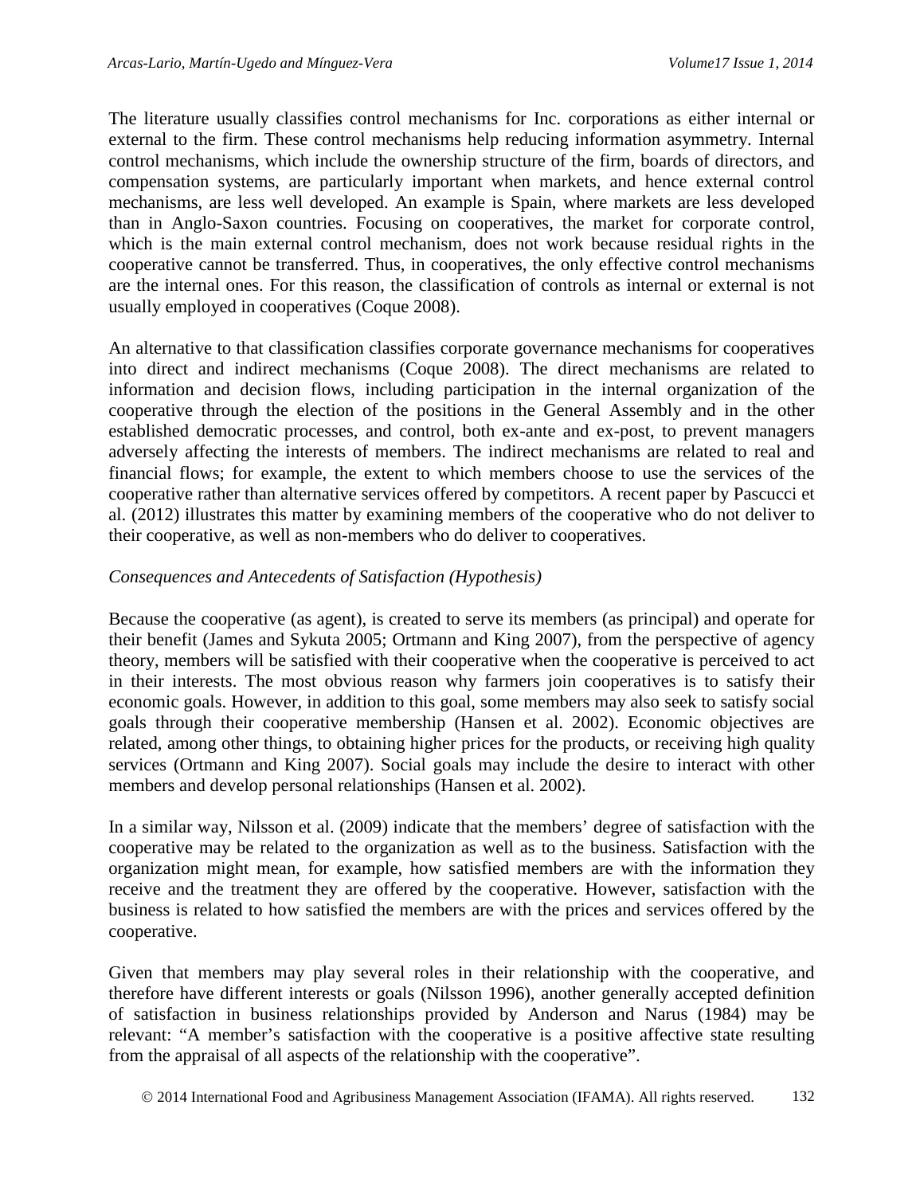The literature usually classifies control mechanisms for Inc. corporations as either internal or external to the firm. These control mechanisms help reducing information asymmetry. Internal control mechanisms, which include the ownership structure of the firm, boards of directors, and compensation systems, are particularly important when markets, and hence external control mechanisms, are less well developed. An example is Spain, where markets are less developed than in Anglo-Saxon countries. Focusing on cooperatives, the market for corporate control, which is the main external control mechanism, does not work because residual rights in the cooperative cannot be transferred. Thus, in cooperatives, the only effective control mechanisms are the internal ones. For this reason, the classification of controls as internal or external is not usually employed in cooperatives (Coque 2008).

An alternative to that classification classifies corporate governance mechanisms for cooperatives into direct and indirect mechanisms (Coque 2008). The direct mechanisms are related to information and decision flows, including participation in the internal organization of the cooperative through the election of the positions in the General Assembly and in the other established democratic processes, and control, both ex-ante and ex-post, to prevent managers adversely affecting the interests of members. The indirect mechanisms are related to real and financial flows; for example, the extent to which members choose to use the services of the cooperative rather than alternative services offered by competitors. A recent paper by Pascucci et al. (2012) illustrates this matter by examining members of the cooperative who do not deliver to their cooperative, as well as non-members who do deliver to cooperatives.

*Consequences and Antecedents of Satisfaction (Hypothesis)*

Because the cooperative (as agent), is created to serve its members (as principal) and operate for their benefit (James and Sykuta 2005; Ortmann and King 2007), from the perspective of agency theory, members will be satisfied with their cooperative when the cooperative is perceived to act in their interests. The most obvious reason why farmers join cooperatives is to satisfy their economic goals. However, in addition to this goal, some members may also seek to satisfy social goals through their cooperative membership (Hansen et al. 2002). Economic objectives are related, among other things, to obtaining higher prices for the products, or receiving high quality services (Ortmann and King 2007). Social goals may include the desire to interact with other members and develop personal relationships (Hansen et al. 2002).

In a similar way, Nilsson et al. (2009) indicate that the members' degree of satisfaction with the cooperative may be related to the organization as well as to the business. Satisfaction with the organization might mean, for example, how satisfied members are with the information they receive and the treatment they are offered by the cooperative. However, satisfaction with the business is related to how satisfied the members are with the prices and services offered by the cooperative.

Given that members may play several roles in their relationship with the cooperative, and therefore have different interests or goals (Nilsson 1996), another generally accepted definition of satisfaction in business relationships provided by Anderson and Narus (1984) may be relevant: "A member's satisfaction with the cooperative is a positive affective state resulting from the appraisal of all aspects of the relationship with the cooperative".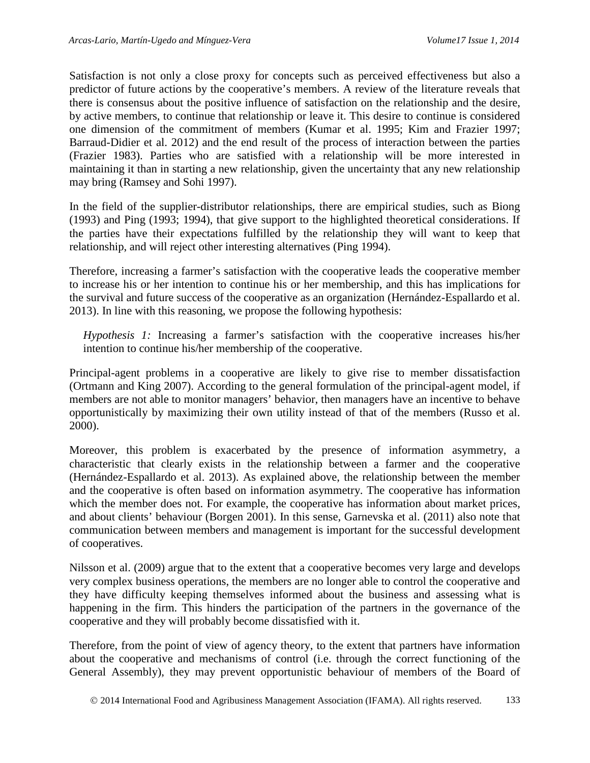Satisfaction is not only a close proxy for concepts such as perceived effectiveness but also a predictor of future actions by the cooperative's members. A review of the literature reveals that there is consensus about the positive influence of satisfaction on the relationship and the desire, by active members, to continue that relationship or leave it. This desire to continue is considered one dimension of the commitment of members (Kumar et al. 1995; Kim and Frazier 1997; Barraud-Didier et al. 2012) and the end result of the process of interaction between the parties (Frazier 1983). Parties who are satisfied with a relationship will be more interested in maintaining it than in starting a new relationship, given the uncertainty that any new relationship may bring (Ramsey and Sohi 1997).

In the field of the supplier-distributor relationships, there are empirical studies, such as Biong (1993) and Ping (1993; 1994), that give support to the highlighted theoretical considerations. If the parties have their expectations fulfilled by the relationship they will want to keep that relationship, and will reject other interesting alternatives (Ping 1994).

Therefore, increasing a farmer's satisfaction with the cooperative leads the cooperative member to increase his or her intention to continue his or her membership, and this has implications for the survival and future success of the cooperative as an organization (Hernández-Espallardo et al. 2013). In line with this reasoning, we propose the following hypothesis:

> *Hypothesis 1:* Increasing a farmer's satisfaction with the cooperative increases his/her intention to continue his/her membership of the cooperative.

Principal-agent problems in a cooperative are likely to give rise to member dissatisfaction (Ortmann and King 2007). According to the general formulation of the principal-agent model, if members are not able to monitor managers' behavior, then managers have an incentive to behave opportunistically by maximizing their own utility instead of that of the members (Russo et al. 2000).

Moreover, this problem is exacerbated by the presence of information asymmetry, a characteristic that clearly exists in the relationship between a farmer and the cooperative (Hernández-Espallardo et al. 2013). As explained above, the relationship between the member and the cooperative is often based on information asymmetry. The cooperative has information which the member does not. For example, the cooperative has information about market prices, and about clients' behaviour (Borgen 2001). In this sense, Garnevska et al. (2011) also note that communication between members and management is important for the successful development of cooperatives.

Nilsson et al. (2009) argue that to the extent that a cooperative becomes very large and develops very complex business operations, the members are no longer able to control the cooperative and they have difficulty keeping themselves informed about the business and assessing what is happening in the firm. This hinders the participation of the partners in the governance of the cooperative and they will probably become dissatisfied with it.

Therefore, from the point of view of agency theory, to the extent that partners have information about the cooperative and mechanisms of control (i.e. through the correct functioning of the General Assembly), they may prevent opportunistic behaviour of members of the Board of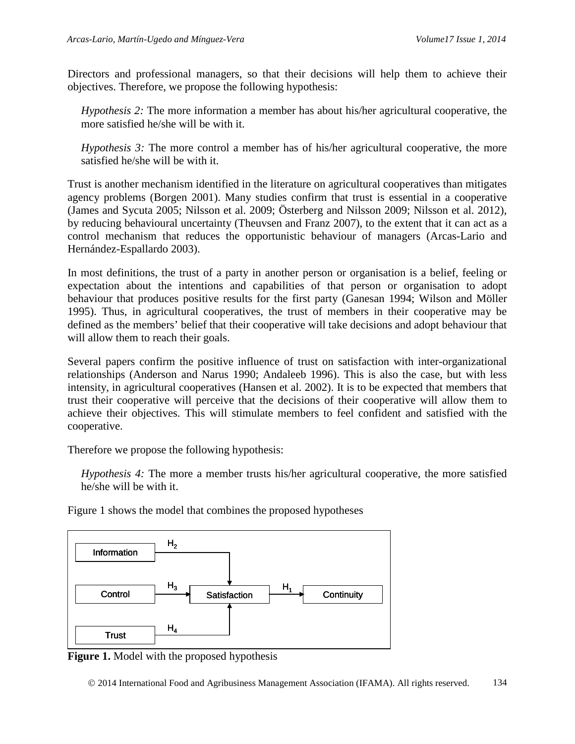Directors and professional managers, so that their decisions will help them to achieve their objectives. Therefore, we propose the following hypothesis:

*Hypothesis 2:* The more information a member has about his/her agricultural cooperative, the more satisfied he/she will be with it.

*Hypothesis 3:* The more control a member has of his/her agricultural cooperative, the more satisfied he/she will be with it.

Trust is another mechanism identified in the literature on agricultural cooperatives than mitigates agency problems (Borgen 2001). Many studies confirm that trust is essential in a cooperative (James and Sycuta 2005; Nilsson et al. 2009; Österberg and Nilsson 2009; Nilsson et al. 2012), by reducing behavioural uncertainty (Theuvsen and Franz 2007), to the extent that it can act as a control mechanism that reduces the opportunistic behaviour of managers (Arcas-Lario and Hernández-Espallardo 2003).

In most definitions, the trust of a party in another person or organisation is a belief, feeling or expectation about the intentions and capabilities of that person or organisation to adopt behaviour that produces positive results for the first party (Ganesan 1994; Wilson and Möller 1995). Thus, in agricultural cooperatives, the trust of members in their cooperative may be defined as the members' belief that their cooperative will take decisions and adopt behaviour that will allow them to reach their goals.

Several papers confirm the positive influence of trust on satisfaction with inter-organizational relationships (Anderson and Narus 1990; Andaleeb 1996). This is also the case, but with less intensity, in agricultural cooperatives (Hansen et al. 2002). It is to be expected that members that trust their cooperative will perceive that the decisions of their cooperative will allow them to achieve their objectives. This will stimulate members to feel confident and satisfied with the cooperative.

Therefore we propose the following hypothesis:

*Hypothesis 4:* The more a member trusts his/her agricultural cooperative, the more satisfied he/she will be with it.

Figure 1 shows the model that combines the proposed hypotheses

Information → ($H_2$) → Satisfaction
Control → ($H_3$) → Satisfaction
Trust → ($H_4$) → Satisfaction
Satisfaction → ($H_1$) → Continuity

**Figure 1.** Model with the proposed hypothesis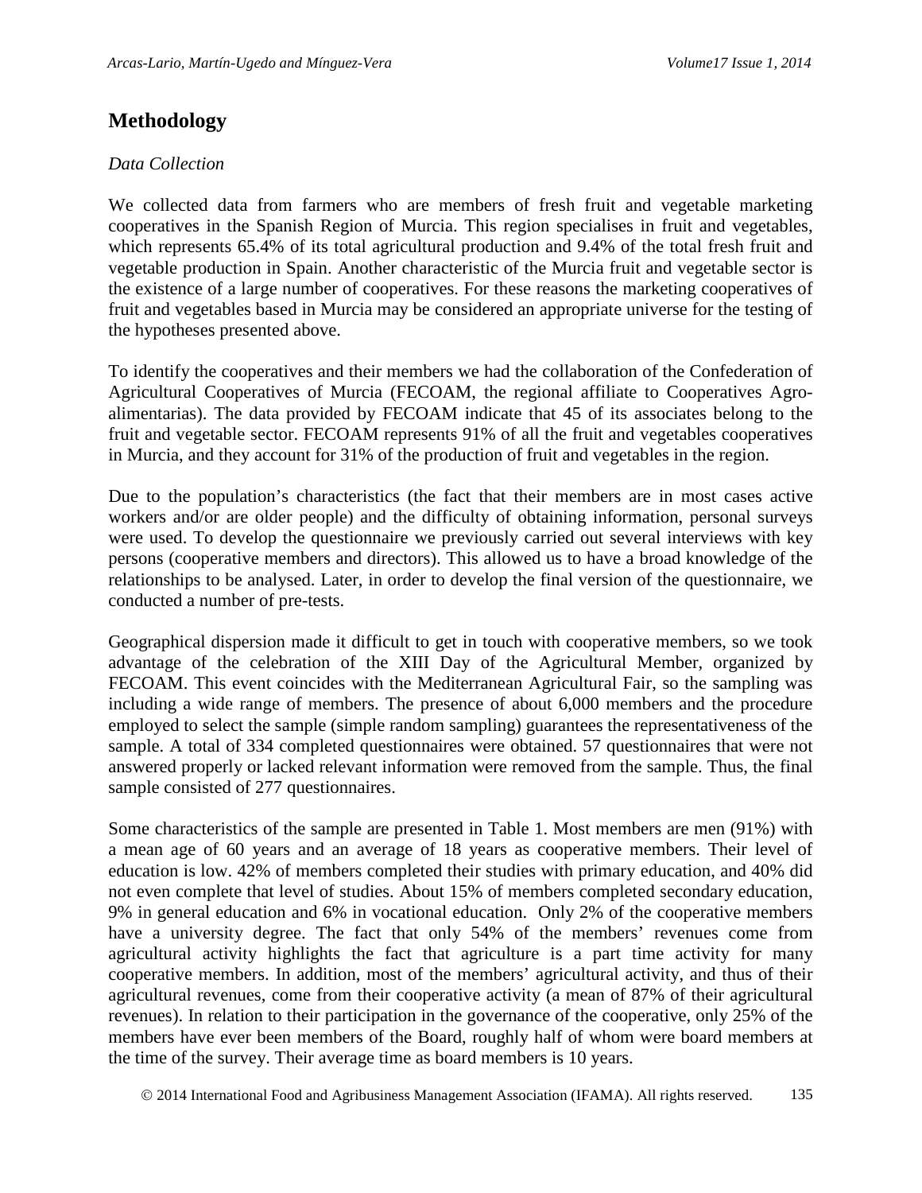## Methodology

*Data Collection*

We collected data from farmers who are members of fresh fruit and vegetable marketing cooperatives in the Spanish Region of Murcia. This region specialises in fruit and vegetables, which represents 65.4% of its total agricultural production and 9.4% of the total fresh fruit and vegetable production in Spain. Another characteristic of the Murcia fruit and vegetable sector is the existence of a large number of cooperatives. For these reasons the marketing cooperatives of fruit and vegetables based in Murcia may be considered an appropriate universe for the testing of the hypotheses presented above.

To identify the cooperatives and their members we had the collaboration of the Confederation of Agricultural Cooperatives of Murcia (FECOAM, the regional affiliate to Cooperatives Agro-alimentarias). The data provided by FECOAM indicate that 45 of its associates belong to the fruit and vegetable sector. FECOAM represents 91% of all the fruit and vegetables cooperatives in Murcia, and they account for 31% of the production of fruit and vegetables in the region.

Due to the population's characteristics (the fact that their members are in most cases active workers and/or are older people) and the difficulty of obtaining information, personal surveys were used. To develop the questionnaire we previously carried out several interviews with key persons (cooperative members and directors). This allowed us to have a broad knowledge of the relationships to be analysed. Later, in order to develop the final version of the questionnaire, we conducted a number of pre-tests.

Geographical dispersion made it difficult to get in touch with cooperative members, so we took advantage of the celebration of the XIII Day of the Agricultural Member, organized by FECOAM. This event coincides with the Mediterranean Agricultural Fair, so the sampling was including a wide range of members. The presence of about 6,000 members and the procedure employed to select the sample (simple random sampling) guarantees the representativeness of the sample. A total of 334 completed questionnaires were obtained. 57 questionnaires that were not answered properly or lacked relevant information were removed from the sample. Thus, the final sample consisted of 277 questionnaires.

Some characteristics of the sample are presented in Table 1. Most members are men (91%) with a mean age of 60 years and an average of 18 years as cooperative members. Their level of education is low. 42% of members completed their studies with primary education, and 40% did not even complete that level of studies. About 15% of members completed secondary education, 9% in general education and 6% in vocational education. Only 2% of the cooperative members have a university degree. The fact that only 54% of the members' revenues come from agricultural activity highlights the fact that agriculture is a part time activity for many cooperative members. In addition, most of the members' agricultural activity, and thus of their agricultural revenues, come from their cooperative activity (a mean of 87% of their agricultural revenues). In relation to their participation in the governance of the cooperative, only 25% of the members have ever been members of the Board, roughly half of whom were board members at the time of the survey. Their average time as board members is 10 years.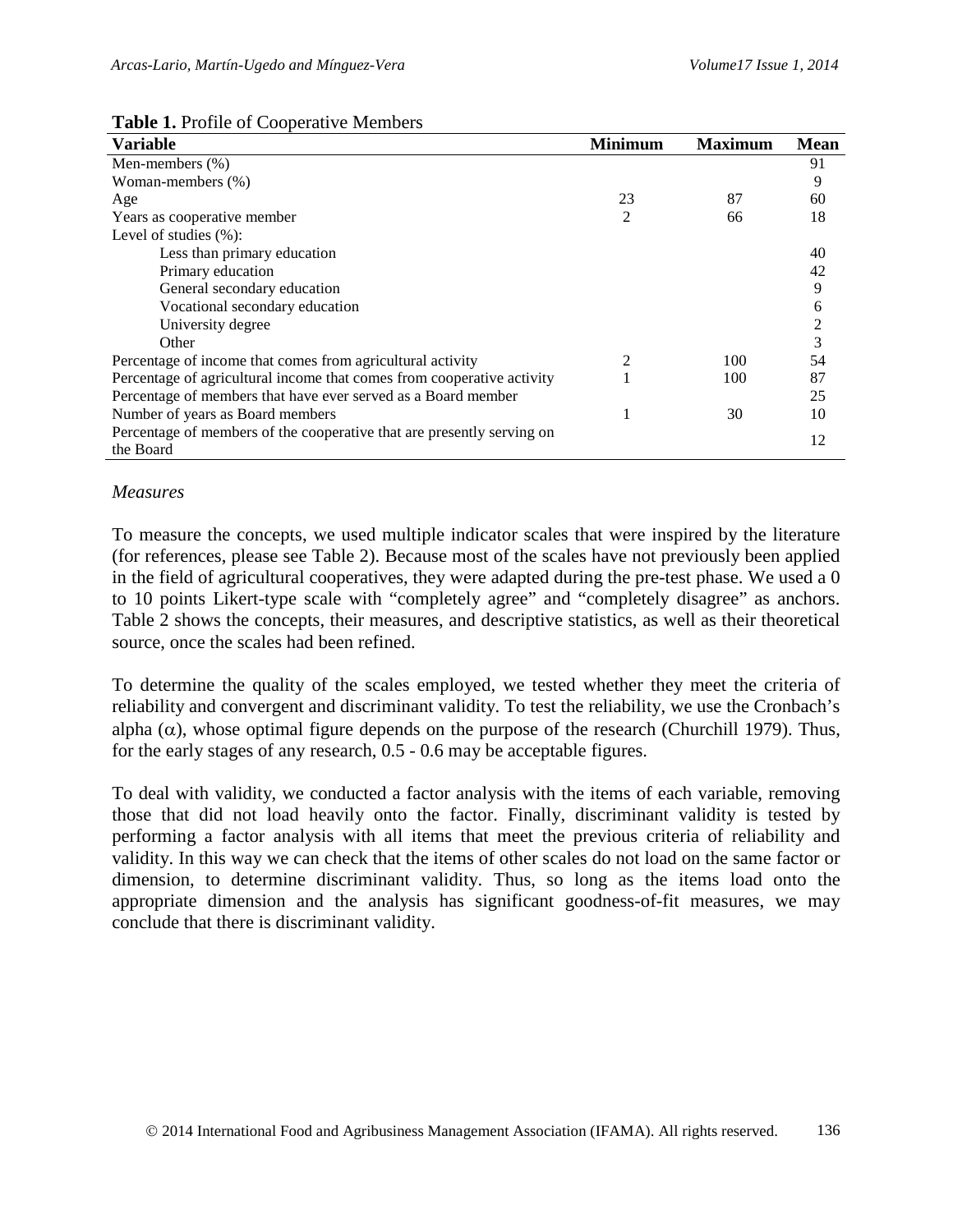**Table 1.** Profile of Cooperative Members

| Variable | Minimum | Maximum | Mean |
|---|---|---|---|
| Men-members (%) | | | 91 |
| Woman-members (%) | | | 9 |
| Age | 23 | 87 | 60 |
| Years as cooperative member | 2 | 66 | 18 |
| Level of studies (%): | | | |
| Less than primary education | | | 40 |
| Primary education | | | 42 |
| General secondary education | | | 9 |
| Vocational secondary education | | | 6 |
| University degree | | | 2 |
| Other | | | 3 |
| Percentage of income that comes from agricultural activity | 2 | 100 | 54 |
| Percentage of agricultural income that comes from cooperative activity | 1 | 100 | 87 |
| Percentage of members that have ever served as a Board member | | | 25 |
| Number of years as Board members | 1 | 30 | 10 |
| Percentage of members of the cooperative that are presently serving on the Board | | | 12 |

*Measures*

To measure the concepts, we used multiple indicator scales that were inspired by the literature (for references, please see Table 2). Because most of the scales have not previously been applied in the field of agricultural cooperatives, they were adapted during the pre-test phase. We used a 0 to 10 points Likert-type scale with "completely agree" and "completely disagree" as anchors. Table 2 shows the concepts, their measures, and descriptive statistics, as well as their theoretical source, once the scales had been refined.

To determine the quality of the scales employed, we tested whether they meet the criteria of reliability and convergent and discriminant validity. To test the reliability, we use the Cronbach's alpha ($\alpha$), whose optimal figure depends on the purpose of the research (Churchill 1979). Thus, for the early stages of any research, 0.5 - 0.6 may be acceptable figures.

To deal with validity, we conducted a factor analysis with the items of each variable, removing those that did not load heavily onto the factor. Finally, discriminant validity is tested by performing a factor analysis with all items that meet the previous criteria of reliability and validity. In this way we can check that the items of other scales do not load on the same factor or dimension, to determine discriminant validity. Thus, so long as the items load onto the appropriate dimension and the analysis has significant goodness-of-fit measures, we may conclude that there is discriminant validity.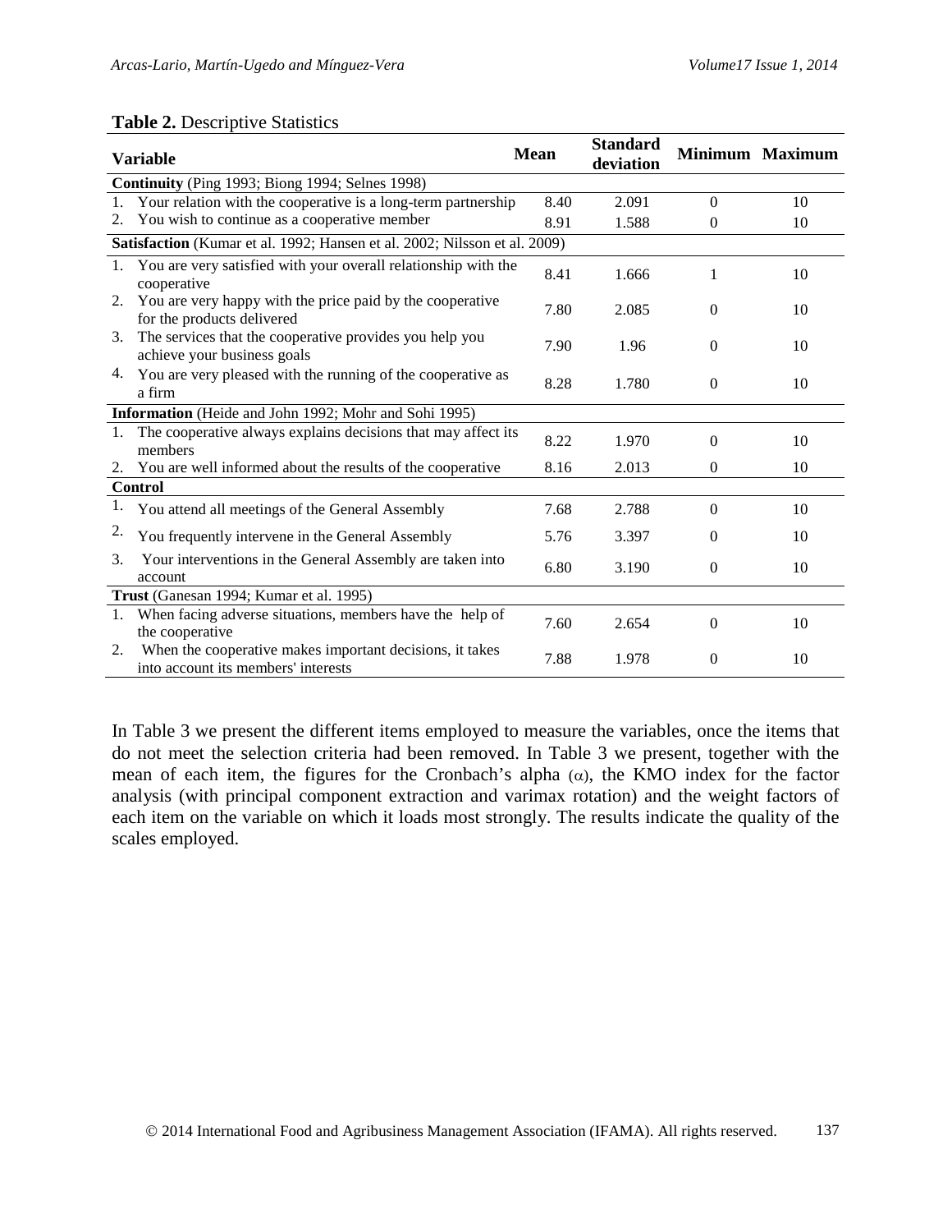**Table 2.** Descriptive Statistics

| Variable | Mean | Standard deviation | Minimum | Maximum |
|---|---|---|---|---|
| **Continuity** (Ping 1993; Biong 1994; Selnes 1998) | | | | |
| 1. Your relation with the cooperative is a long-term partnership | 8.40 | 2.091 | 0 | 10 |
| 2. You wish to continue as a cooperative member | 8.91 | 1.588 | 0 | 10 |
| **Satisfaction** (Kumar et al. 1992; Hansen et al. 2002; Nilsson et al. 2009) | | | | |
| 1. You are very satisfied with your overall relationship with the cooperative | 8.41 | 1.666 | 1 | 10 |
| 2. You are very happy with the price paid by the cooperative for the products delivered | 7.80 | 2.085 | 0 | 10 |
| 3. The services that the cooperative provides you help you achieve your business goals | 7.90 | 1.96 | 0 | 10 |
| 4. You are very pleased with the running of the cooperative as a firm | 8.28 | 1.780 | 0 | 10 |
| **Information** (Heide and John 1992; Mohr and Sohi 1995) | | | | |
| 1. The cooperative always explains decisions that may affect its members | 8.22 | 1.970 | 0 | 10 |
| 2. You are well informed about the results of the cooperative | 8.16 | 2.013 | 0 | 10 |
| **Control** | | | | |
| 1. You attend all meetings of the General Assembly | 7.68 | 2.788 | 0 | 10 |
| 2. You frequently intervene in the General Assembly | 5.76 | 3.397 | 0 | 10 |
| 3. Your interventions in the General Assembly are taken into account | 6.80 | 3.190 | 0 | 10 |
| **Trust** (Ganesan 1994; Kumar et al. 1995) | | | | |
| 1. When facing adverse situations, members have the help of the cooperative | 7.60 | 2.654 | 0 | 10 |
| 2. When the cooperative makes important decisions, it takes into account its members' interests | 7.88 | 1.978 | 0 | 10 |

In Table 3 we present the different items employed to measure the variables, once the items that do not meet the selection criteria had been removed. In Table 3 we present, together with the mean of each item, the figures for the Cronbach's alpha ($\alpha$), the KMO index for the factor analysis (with principal component extraction and varimax rotation) and the weight factors of each item on the variable on which it loads most strongly. The results indicate the quality of the scales employed.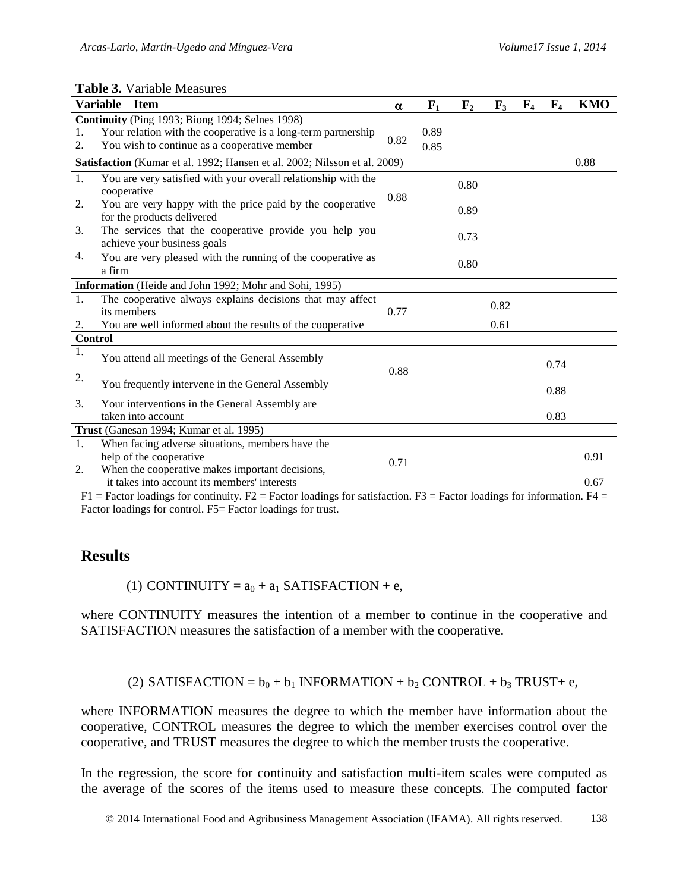**Table 3.** Variable Measures

| Variable Item | α | $F_1$ | $F_2$ | $F_3$ | $F_4$ | $F_4$ | KMO |
|---|---|---|---|---|---|---|---|
| **Continuity** (Ping 1993; Biong 1994; Selnes 1998) | | | | | | | |
| 1. Your relation with the cooperative is a long-term partnership | 0.82 | 0.89 | | | | | |
| 2. You wish to continue as a cooperative member | | 0.85 | | | | | |
| **Satisfaction** (Kumar et al. 1992; Hansen et al. 2002; Nilsson et al. 2009) | | | | | | | 0.88 |
| 1. You are very satisfied with your overall relationship with the cooperative | 0.88 | | 0.80 | | | | |
| 2. You are very happy with the price paid by the cooperative for the products delivered | | | 0.89 | | | | |
| 3. The services that the cooperative provide you help you achieve your business goals | | | 0.73 | | | | |
| 4. You are very pleased with the running of the cooperative as a firm | | | 0.80 | | | | |
| **Information** (Heide and John 1992; Mohr and Sohi, 1995) | | | | | | | |
| 1. The cooperative always explains decisions that may affect its members | 0.77 | | | 0.82 | | | |
| 2. You are well informed about the results of the cooperative | | | | 0.61 | | | |
| **Control** | | | | | | | |
| 1. You attend all meetings of the General Assembly | 0.88 | | | | | 0.74 | |
| 2. You frequently intervene in the General Assembly | | | | | | 0.88 | |
| 3. Your interventions in the General Assembly are taken into account | | | | | | 0.83 | |
| **Trust** (Ganesan 1994; Kumar et al. 1995) | | | | | | | |
| 1. When facing adverse situations, members have the help of the cooperative | 0.71 | | | | | | 0.91 |
| 2. When the cooperative makes important decisions, it takes into account its members' interests | | | | | | | 0.67 |

F1 = Factor loadings for continuity. F2 = Factor loadings for satisfaction. F3 = Factor loadings for information. F4 = Factor loadings for control. F5= Factor loadings for trust.

## Results

$$\text{(1) CONTINUITY} = a_0 + a_1 \text{ SATISFACTION} + e,$$

where CONTINUITY measures the intention of a member to continue in the cooperative and SATISFACTION measures the satisfaction of a member with the cooperative.

$$\text{(2) SATISFACTION} = b_0 + b_1 \text{ INFORMATION} + b_2 \text{ CONTROL} + b_3 \text{ TRUST} + e,$$

where INFORMATION measures the degree to which the member have information about the cooperative, CONTROL measures the degree to which the member exercises control over the cooperative, and TRUST measures the degree to which the member trusts the cooperative.

In the regression, the score for continuity and satisfaction multi-item scales were computed as the average of the scores of the items used to measure these concepts. The computed factor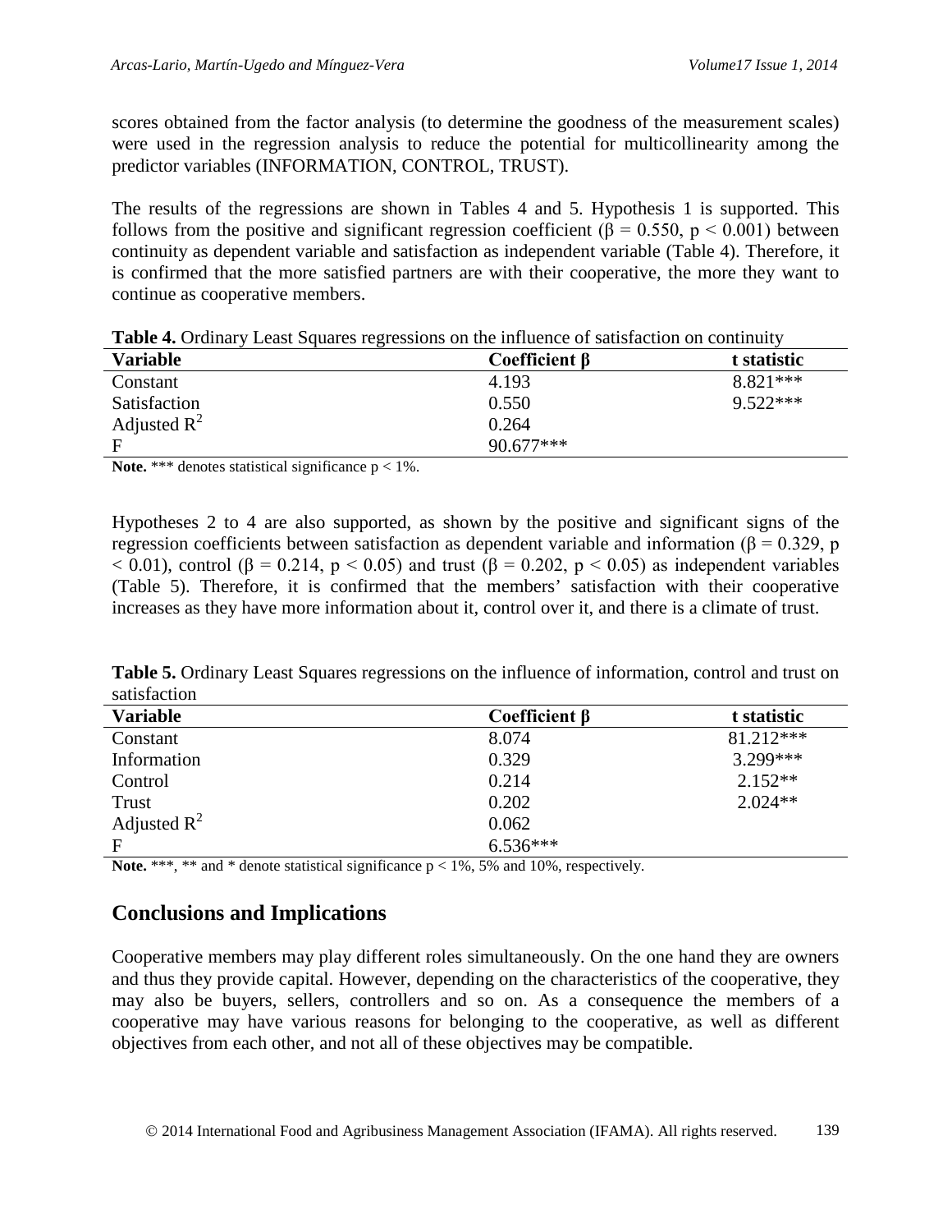scores obtained from the factor analysis (to determine the goodness of the measurement scales) were used in the regression analysis to reduce the potential for multicollinearity among the predictor variables (INFORMATION, CONTROL, TRUST).

The results of the regressions are shown in Tables 4 and 5. Hypothesis 1 is supported. This follows from the positive and significant regression coefficient ($\beta = 0.550$, $p < 0.001$) between continuity as dependent variable and satisfaction as independent variable (Table 4). Therefore, it is confirmed that the more satisfied partners are with their cooperative, the more they want to continue as cooperative members.

**Table 4.** Ordinary Least Squares regressions on the influence of satisfaction on continuity

| Variable | Coefficient β | t statistic |
|---|---|---|
| Constant | 4.193 | 8.821*** |
| Satisfaction | 0.550 | 9.522*** |
| Adjusted $R^2$ | 0.264 | |
| F | 90.677*** | |

**Note.** *** denotes statistical significance $p < 1\%$.

Hypotheses 2 to 4 are also supported, as shown by the positive and significant signs of the regression coefficients between satisfaction as dependent variable and information ($\beta = 0.329$, $p < 0.01$), control ($\beta = 0.214$, $p < 0.05$) and trust ($\beta = 0.202$, $p < 0.05$) as independent variables (Table 5). Therefore, it is confirmed that the members' satisfaction with their cooperative increases as they have more information about it, control over it, and there is a climate of trust.

**Table 5.** Ordinary Least Squares regressions on the influence of information, control and trust on satisfaction

| Variable | Coefficient β | t statistic |
|---|---|---|
| Constant | 8.074 | 81.212*** |
| Information | 0.329 | 3.299*** |
| Control | 0.214 | 2.152** |
| Trust | 0.202 | 2.024** |
| Adjusted $R^2$ | 0.062 | |
| F | 6.536*** | |

**Note.** ***, ** and * denote statistical significance $p < 1\%$, 5% and 10%, respectively.

## Conclusions and Implications

Cooperative members may play different roles simultaneously. On the one hand they are owners and thus they provide capital. However, depending on the characteristics of the cooperative, they may also be buyers, sellers, controllers and so on. As a consequence the members of a cooperative may have various reasons for belonging to the cooperative, as well as different objectives from each other, and not all of these objectives may be compatible.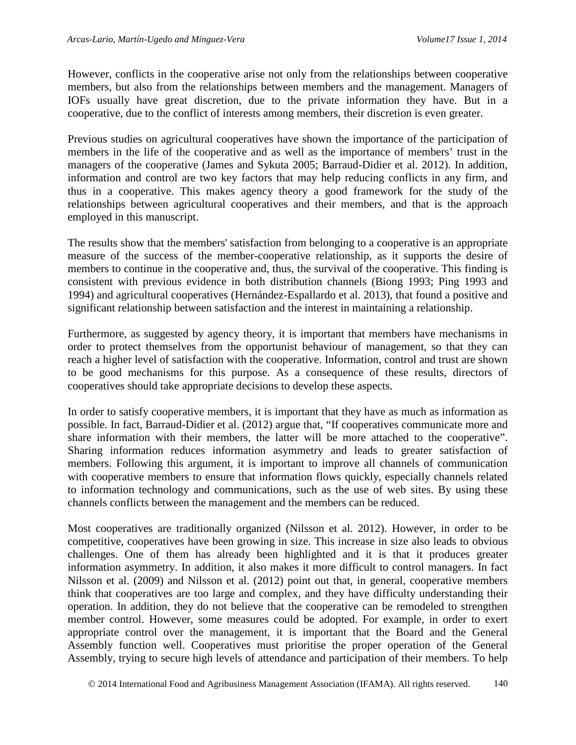However, conflicts in the cooperative arise not only from the relationships between cooperative members, but also from the relationships between members and the management. Managers of IOFs usually have great discretion, due to the private information they have. But in a cooperative, due to the conflict of interests among members, their discretion is even greater.

Previous studies on agricultural cooperatives have shown the importance of the participation of members in the life of the cooperative and as well as the importance of members' trust in the managers of the cooperative (James and Sykuta 2005; Barraud-Didier et al. 2012). In addition, information and control are two key factors that may help reducing conflicts in any firm, and thus in a cooperative. This makes agency theory a good framework for the study of the relationships between agricultural cooperatives and their members, and that is the approach employed in this manuscript.

The results show that the members' satisfaction from belonging to a cooperative is an appropriate measure of the success of the member-cooperative relationship, as it supports the desire of members to continue in the cooperative and, thus, the survival of the cooperative. This finding is consistent with previous evidence in both distribution channels (Biong 1993; Ping 1993 and 1994) and agricultural cooperatives (Hernández-Espallardo et al. 2013), that found a positive and significant relationship between satisfaction and the interest in maintaining a relationship.

Furthermore, as suggested by agency theory, it is important that members have mechanisms in order to protect themselves from the opportunist behaviour of management, so that they can reach a higher level of satisfaction with the cooperative. Information, control and trust are shown to be good mechanisms for this purpose. As a consequence of these results, directors of cooperatives should take appropriate decisions to develop these aspects.

In order to satisfy cooperative members, it is important that they have as much as information as possible. In fact, Barraud-Didier et al. (2012) argue that, "If cooperatives communicate more and share information with their members, the latter will be more attached to the cooperative". Sharing information reduces information asymmetry and leads to greater satisfaction of members. Following this argument, it is important to improve all channels of communication with cooperative members to ensure that information flows quickly, especially channels related to information technology and communications, such as the use of web sites. By using these channels conflicts between the management and the members can be reduced.

Most cooperatives are traditionally organized (Nilsson et al. 2012). However, in order to be competitive, cooperatives have been growing in size. This increase in size also leads to obvious challenges. One of them has already been highlighted and it is that it produces greater information asymmetry. In addition, it also makes it more difficult to control managers. In fact Nilsson et al. (2009) and Nilsson et al. (2012) point out that, in general, cooperative members think that cooperatives are too large and complex, and they have difficulty understanding their operation. In addition, they do not believe that the cooperative can be remodeled to strengthen member control. However, some measures could be adopted. For example, in order to exert appropriate control over the management, it is important that the Board and the General Assembly function well. Cooperatives must prioritise the proper operation of the General Assembly, trying to secure high levels of attendance and participation of their members. To help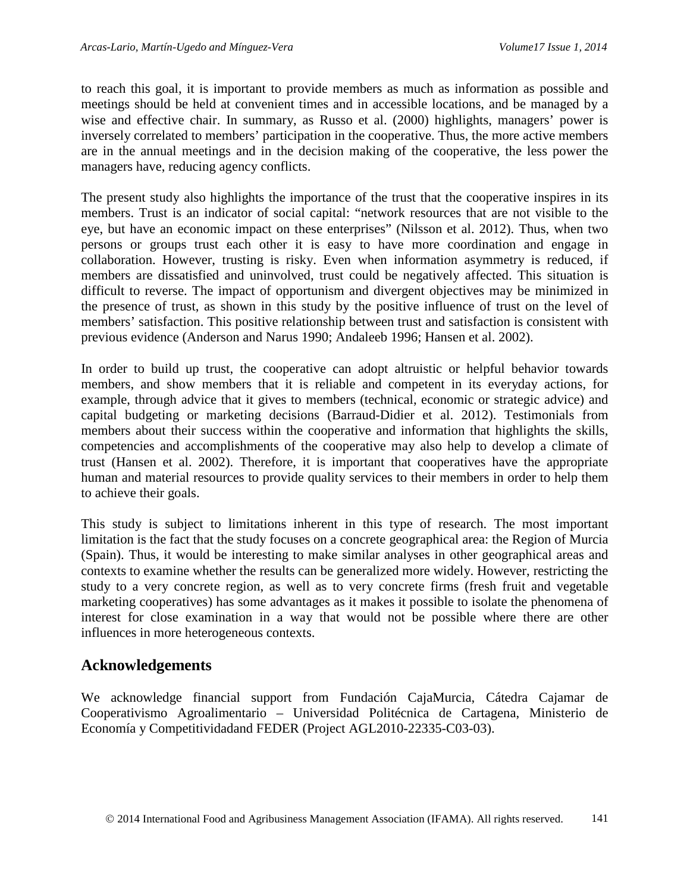to reach this goal, it is important to provide members as much as information as possible and meetings should be held at convenient times and in accessible locations, and be managed by a wise and effective chair. In summary, as Russo et al. (2000) highlights, managers' power is inversely correlated to members' participation in the cooperative. Thus, the more active members are in the annual meetings and in the decision making of the cooperative, the less power the managers have, reducing agency conflicts.

The present study also highlights the importance of the trust that the cooperative inspires in its members. Trust is an indicator of social capital: "network resources that are not visible to the eye, but have an economic impact on these enterprises" (Nilsson et al. 2012). Thus, when two persons or groups trust each other it is easy to have more coordination and engage in collaboration. However, trusting is risky. Even when information asymmetry is reduced, if members are dissatisfied and uninvolved, trust could be negatively affected. This situation is difficult to reverse. The impact of opportunism and divergent objectives may be minimized in the presence of trust, as shown in this study by the positive influence of trust on the level of members' satisfaction. This positive relationship between trust and satisfaction is consistent with previous evidence (Anderson and Narus 1990; Andaleeb 1996; Hansen et al. 2002).

In order to build up trust, the cooperative can adopt altruistic or helpful behavior towards members, and show members that it is reliable and competent in its everyday actions, for example, through advice that it gives to members (technical, economic or strategic advice) and capital budgeting or marketing decisions (Barraud-Didier et al. 2012). Testimonials from members about their success within the cooperative and information that highlights the skills, competencies and accomplishments of the cooperative may also help to develop a climate of trust (Hansen et al. 2002). Therefore, it is important that cooperatives have the appropriate human and material resources to provide quality services to their members in order to help them to achieve their goals.

This study is subject to limitations inherent in this type of research. The most important limitation is the fact that the study focuses on a concrete geographical area: the Region of Murcia (Spain). Thus, it would be interesting to make similar analyses in other geographical areas and contexts to examine whether the results can be generalized more widely. However, restricting the study to a very concrete region, as well as to very concrete firms (fresh fruit and vegetable marketing cooperatives) has some advantages as it makes it possible to isolate the phenomena of interest for close examination in a way that would not be possible where there are other influences in more heterogeneous contexts.

## Acknowledgements

We acknowledge financial support from Fundación CajaMurcia, Cátedra Cajamar de Cooperativismo Agroalimentario – Universidad Politécnica de Cartagena, Ministerio de Economía y Competitividadand FEDER (Project AGL2010-22335-C03-03).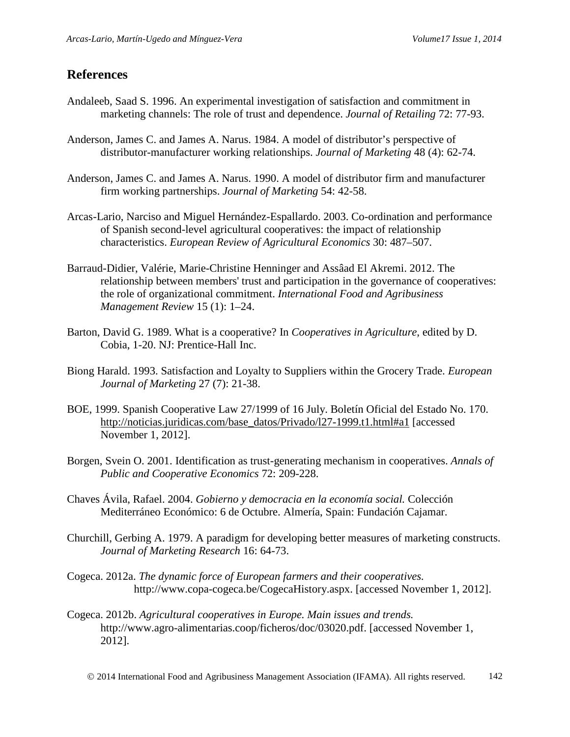## References

Andaleeb, Saad S. 1996. An experimental investigation of satisfaction and commitment in marketing channels: The role of trust and dependence. *Journal of Retailing* 72: 77-93.

Anderson, James C. and James A. Narus. 1984. A model of distributor's perspective of distributor-manufacturer working relationships. *Journal of Marketing* 48 (4): 62-74.

Anderson, James C. and James A. Narus. 1990. A model of distributor firm and manufacturer firm working partnerships. *Journal of Marketing* 54: 42-58.

Arcas-Lario, Narciso and Miguel Hernández-Espallardo. 2003. Co-ordination and performance of Spanish second-level agricultural cooperatives: the impact of relationship characteristics. *European Review of Agricultural Economics* 30: 487–507.

Barraud-Didier, Valérie, Marie-Christine Henninger and Assâad El Akremi. 2012. The relationship between members' trust and participation in the governance of cooperatives: the role of organizational commitment. *International Food and Agribusiness Management Review* 15 (1): 1–24.

Barton, David G. 1989. What is a cooperative? In *Cooperatives in Agriculture*, edited by D. Cobia, 1-20. NJ: Prentice-Hall Inc.

Biong Harald. 1993. Satisfaction and Loyalty to Suppliers within the Grocery Trade. *European Journal of Marketing* 27 (7): 21-38.

BOE, 1999. Spanish Cooperative Law 27/1999 of 16 July. Boletín Oficial del Estado No. 170. http://noticias.juridicas.com/base_datos/Privado/l27-1999.t1.html#a1 [accessed November 1, 2012].

Borgen, Svein O. 2001. Identification as trust-generating mechanism in cooperatives. *Annals of Public and Cooperative Economics* 72: 209-228.

Chaves Ávila, Rafael. 2004. *Gobierno y democracia en la economía social.* Colección Mediterráneo Económico: 6 de Octubre. Almería, Spain: Fundación Cajamar.

Churchill, Gerbing A. 1979. A paradigm for developing better measures of marketing constructs. *Journal of Marketing Research* 16: 64-73.

Cogeca. 2012a. *The dynamic force of European farmers and their cooperatives.* http://www.copa-cogeca.be/CogecaHistory.aspx. [accessed November 1, 2012].

Cogeca. 2012b. *Agricultural cooperatives in Europe. Main issues and trends.* http://www.agro-alimentarias.coop/ficheros/doc/03020.pdf. [accessed November 1, 2012].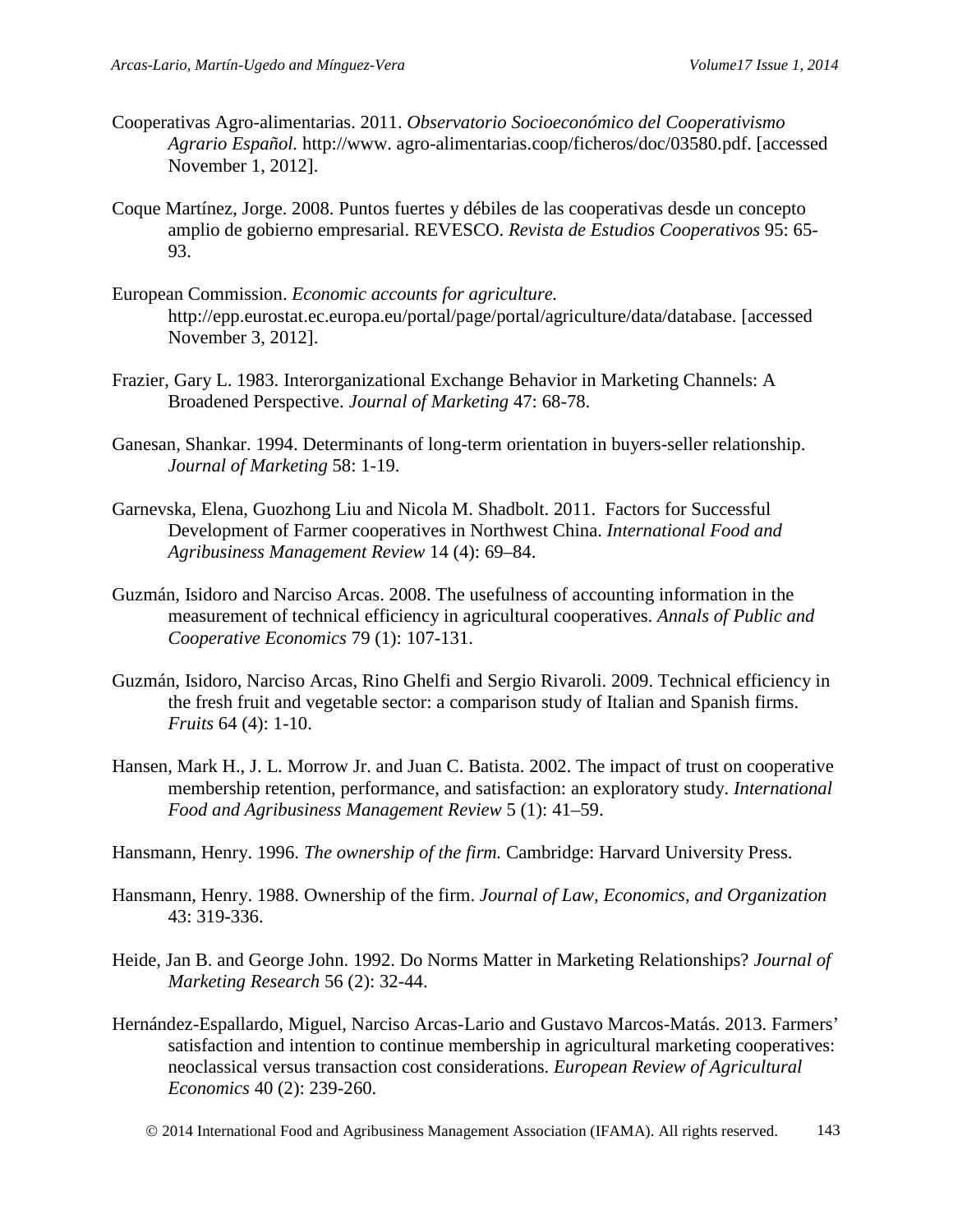Cooperativas Agro-alimentarias. 2011. *Observatorio Socioeconómico del Cooperativismo Agrario Español.* http://www. agro-alimentarias.coop/ficheros/doc/03580.pdf. [accessed November 1, 2012].

Coque Martínez, Jorge. 2008. Puntos fuertes y débiles de las cooperativas desde un concepto amplio de gobierno empresarial. REVESCO. *Revista de Estudios Cooperativos* 95: 65-93.

European Commission. *Economic accounts for agriculture.* http://epp.eurostat.ec.europa.eu/portal/page/portal/agriculture/data/database. [accessed November 3, 2012].

Frazier, Gary L. 1983. Interorganizational Exchange Behavior in Marketing Channels: A Broadened Perspective. *Journal of Marketing* 47: 68-78.

Ganesan, Shankar. 1994. Determinants of long-term orientation in buyers-seller relationship. *Journal of Marketing* 58: 1-19.

Garnevska, Elena, Guozhong Liu and Nicola M. Shadbolt. 2011. Factors for Successful Development of Farmer cooperatives in Northwest China. *International Food and Agribusiness Management Review* 14 (4): 69–84.

Guzmán, Isidoro and Narciso Arcas. 2008. The usefulness of accounting information in the measurement of technical efficiency in agricultural cooperatives. *Annals of Public and Cooperative Economics* 79 (1): 107-131.

Guzmán, Isidoro, Narciso Arcas, Rino Ghelfi and Sergio Rivaroli. 2009. Technical efficiency in the fresh fruit and vegetable sector: a comparison study of Italian and Spanish firms. *Fruits* 64 (4): 1-10.

Hansen, Mark H., J. L. Morrow Jr. and Juan C. Batista. 2002. The impact of trust on cooperative membership retention, performance, and satisfaction: an exploratory study. *International Food and Agribusiness Management Review* 5 (1): 41–59.

Hansmann, Henry. 1996. *The ownership of the firm.* Cambridge: Harvard University Press.

Hansmann, Henry. 1988. Ownership of the firm. *Journal of Law, Economics, and Organization* 43: 319-336.

Heide, Jan B. and George John. 1992. Do Norms Matter in Marketing Relationships? *Journal of Marketing Research* 56 (2): 32-44.

Hernández-Espallardo, Miguel, Narciso Arcas-Lario and Gustavo Marcos-Matás. 2013. Farmers' satisfaction and intention to continue membership in agricultural marketing cooperatives: neoclassical versus transaction cost considerations. *European Review of Agricultural Economics* 40 (2): 239-260.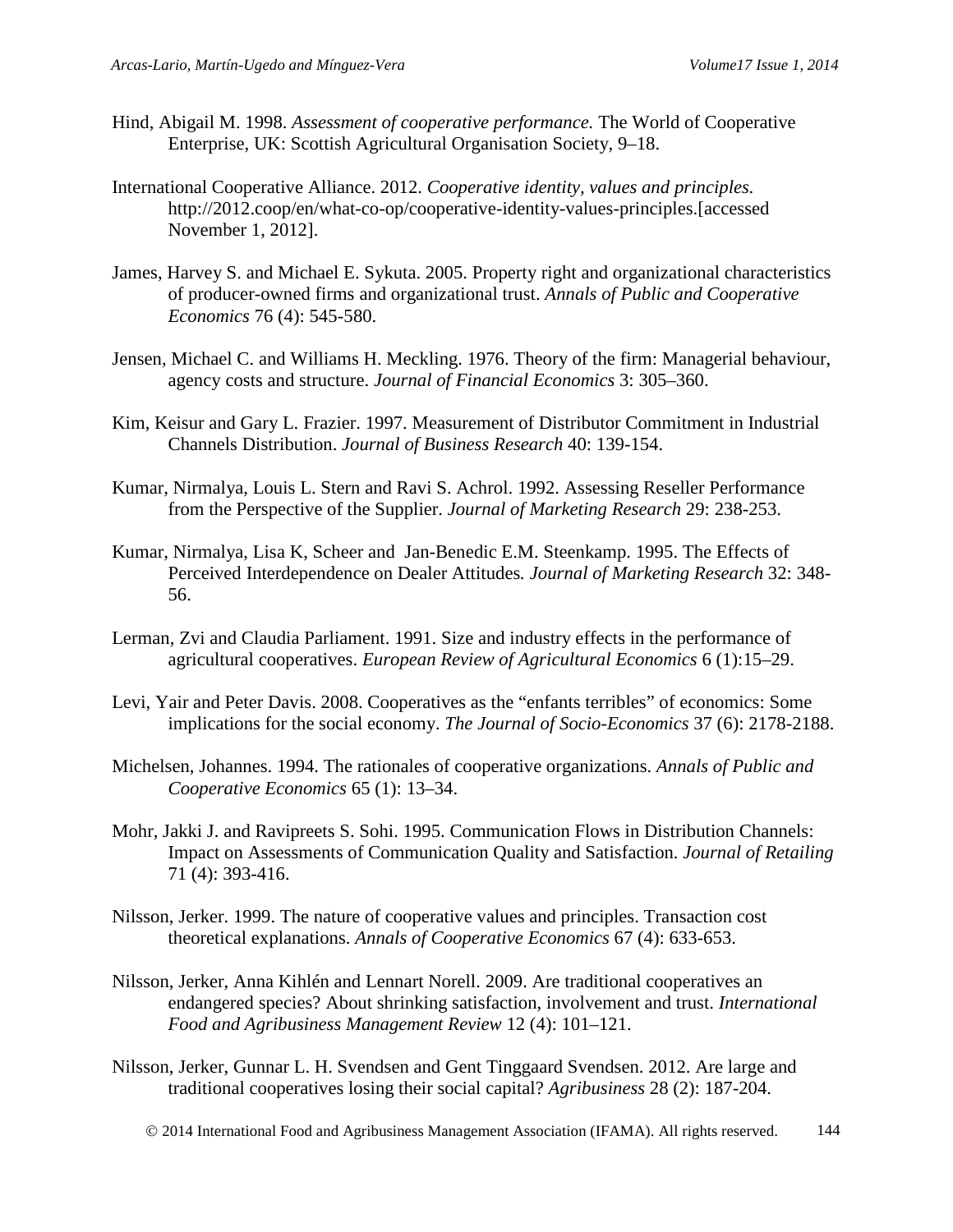Hind, Abigail M. 1998. *Assessment of cooperative performance.* The World of Cooperative Enterprise, UK: Scottish Agricultural Organisation Society, 9–18.

International Cooperative Alliance. 2012. *Cooperative identity, values and principles.* http://2012.coop/en/what-co-op/cooperative-identity-values-principles.[accessed November 1, 2012].

James, Harvey S. and Michael E. Sykuta. 2005. Property right and organizational characteristics of producer-owned firms and organizational trust. *Annals of Public and Cooperative Economics* 76 (4): 545-580.

Jensen, Michael C. and Williams H. Meckling. 1976. Theory of the firm: Managerial behaviour, agency costs and structure. *Journal of Financial Economics* 3: 305–360.

Kim, Keisur and Gary L. Frazier. 1997. Measurement of Distributor Commitment in Industrial Channels Distribution. *Journal of Business Research* 40: 139-154.

Kumar, Nirmalya, Louis L. Stern and Ravi S. Achrol. 1992. Assessing Reseller Performance from the Perspective of the Supplier. *Journal of Marketing Research* 29: 238-253.

Kumar, Nirmalya, Lisa K, Scheer and Jan-Benedic E.M. Steenkamp. 1995. The Effects of Perceived Interdependence on Dealer Attitudes*. Journal of Marketing Research* 32: 348-56.

Lerman, Zvi and Claudia Parliament. 1991. Size and industry effects in the performance of agricultural cooperatives. *European Review of Agricultural Economics* 6 (1):15–29.

Levi, Yair and Peter Davis. 2008. Cooperatives as the "enfants terribles" of economics: Some implications for the social economy. *The Journal of Socio-Economics* 37 (6): 2178-2188.

Michelsen, Johannes. 1994. The rationales of cooperative organizations. *Annals of Public and Cooperative Economics* 65 (1): 13–34.

Mohr, Jakki J. and Ravipreets S. Sohi. 1995. Communication Flows in Distribution Channels: Impact on Assessments of Communication Quality and Satisfaction. *Journal of Retailing* 71 (4): 393-416.

Nilsson, Jerker. 1999. The nature of cooperative values and principles. Transaction cost theoretical explanations. *Annals of Cooperative Economics* 67 (4): 633-653.

Nilsson, Jerker, Anna Kihlén and Lennart Norell. 2009. Are traditional cooperatives an endangered species? About shrinking satisfaction, involvement and trust. *International Food and Agribusiness Management Review* 12 (4): 101–121.

Nilsson, Jerker, Gunnar L. H. Svendsen and Gent Tinggaard Svendsen. 2012. Are large and traditional cooperatives losing their social capital? *Agribusiness* 28 (2): 187-204.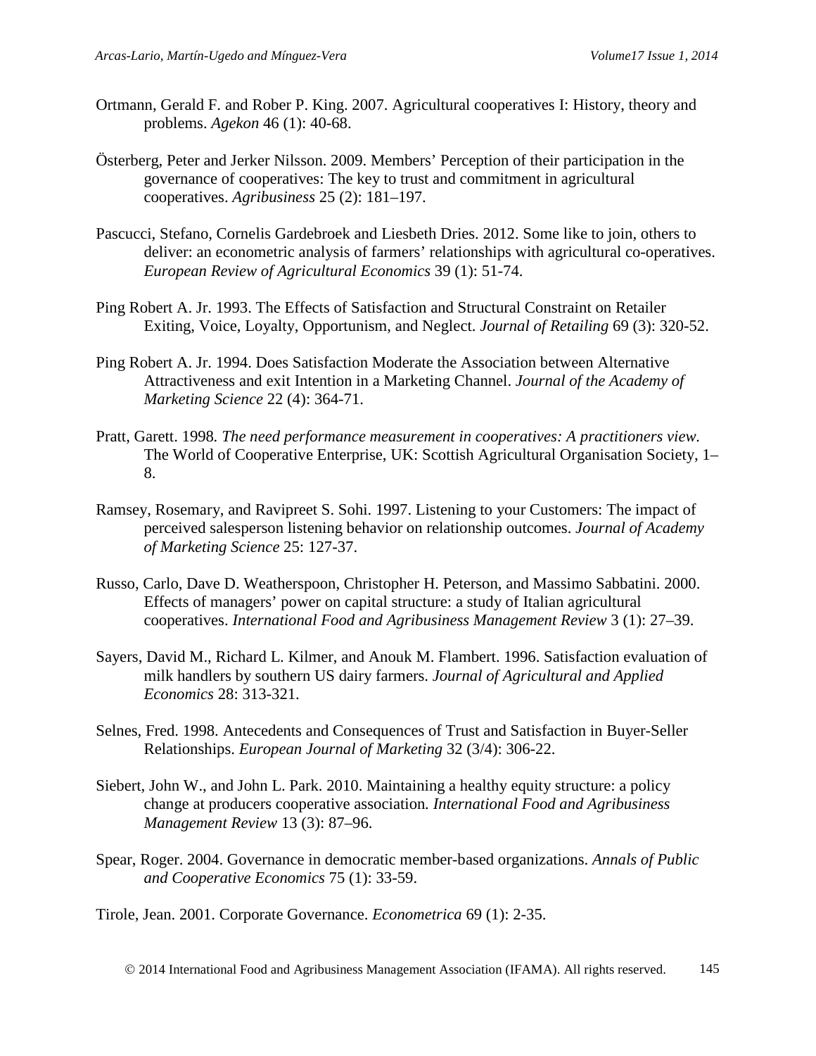Ortmann, Gerald F. and Rober P. King. 2007. Agricultural cooperatives I: History, theory and problems. *Agekon* 46 (1): 40-68.

Österberg, Peter and Jerker Nilsson. 2009. Members' Perception of their participation in the governance of cooperatives: The key to trust and commitment in agricultural cooperatives. *Agribusiness* 25 (2): 181–197.

Pascucci, Stefano, Cornelis Gardebroek and Liesbeth Dries. 2012. Some like to join, others to deliver: an econometric analysis of farmers' relationships with agricultural co-operatives. *European Review of Agricultural Economics* 39 (1): 51-74.

Ping Robert A. Jr. 1993. The Effects of Satisfaction and Structural Constraint on Retailer Exiting, Voice, Loyalty, Opportunism, and Neglect. *Journal of Retailing* 69 (3): 320-52.

Ping Robert A. Jr. 1994. Does Satisfaction Moderate the Association between Alternative Attractiveness and exit Intention in a Marketing Channel. *Journal of the Academy of Marketing Science* 22 (4): 364-71.

Pratt, Garett. 1998. *The need performance measurement in cooperatives: A practitioners view*. The World of Cooperative Enterprise, UK: Scottish Agricultural Organisation Society, 1–8.

Ramsey, Rosemary, and Ravipreet S. Sohi. 1997. Listening to your Customers: The impact of perceived salesperson listening behavior on relationship outcomes. *Journal of Academy of Marketing Science* 25: 127-37.

Russo, Carlo, Dave D. Weatherspoon, Christopher H. Peterson, and Massimo Sabbatini. 2000. Effects of managers' power on capital structure: a study of Italian agricultural cooperatives. *International Food and Agribusiness Management Review* 3 (1): 27–39.

Sayers, David M., Richard L. Kilmer, and Anouk M. Flambert. 1996. Satisfaction evaluation of milk handlers by southern US dairy farmers. *Journal of Agricultural and Applied Economics* 28: 313-321.

Selnes, Fred. 1998. Antecedents and Consequences of Trust and Satisfaction in Buyer-Seller Relationships. *European Journal of Marketing* 32 (3/4): 306-22.

Siebert, John W., and John L. Park. 2010. Maintaining a healthy equity structure: a policy change at producers cooperative association. *International Food and Agribusiness Management Review* 13 (3): 87–96.

Spear, Roger. 2004. Governance in democratic member-based organizations. *Annals of Public and Cooperative Economics* 75 (1): 33-59.

Tirole, Jean. 2001. Corporate Governance. *Econometrica* 69 (1): 2-35.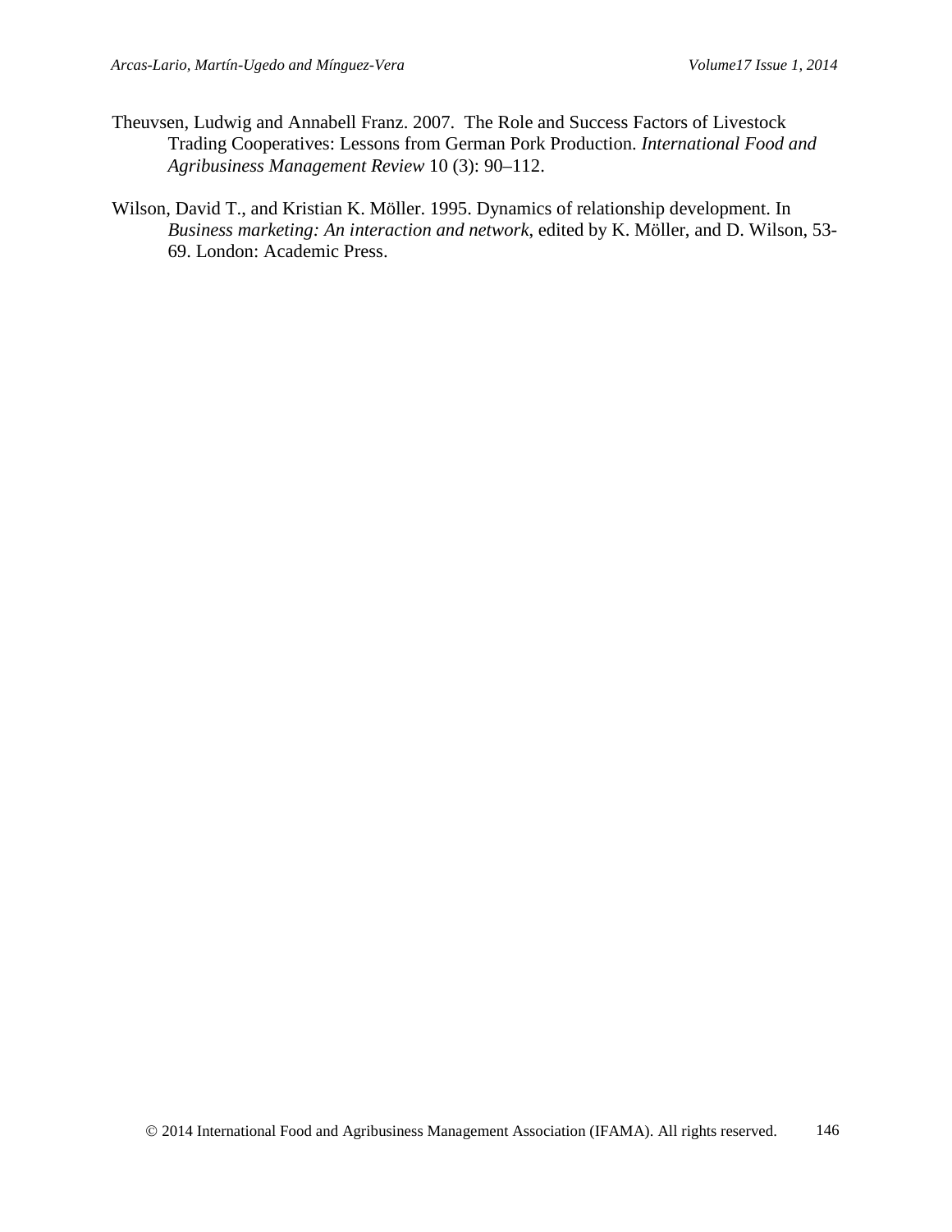Theuvsen, Ludwig and Annabell Franz. 2007. The Role and Success Factors of Livestock Trading Cooperatives: Lessons from German Pork Production. *International Food and Agribusiness Management Review* 10 (3): 90–112.

Wilson, David T., and Kristian K. Möller. 1995. Dynamics of relationship development. In *Business marketing: An interaction and network*, edited by K. Möller, and D. Wilson, 53-69. London: Academic Press.